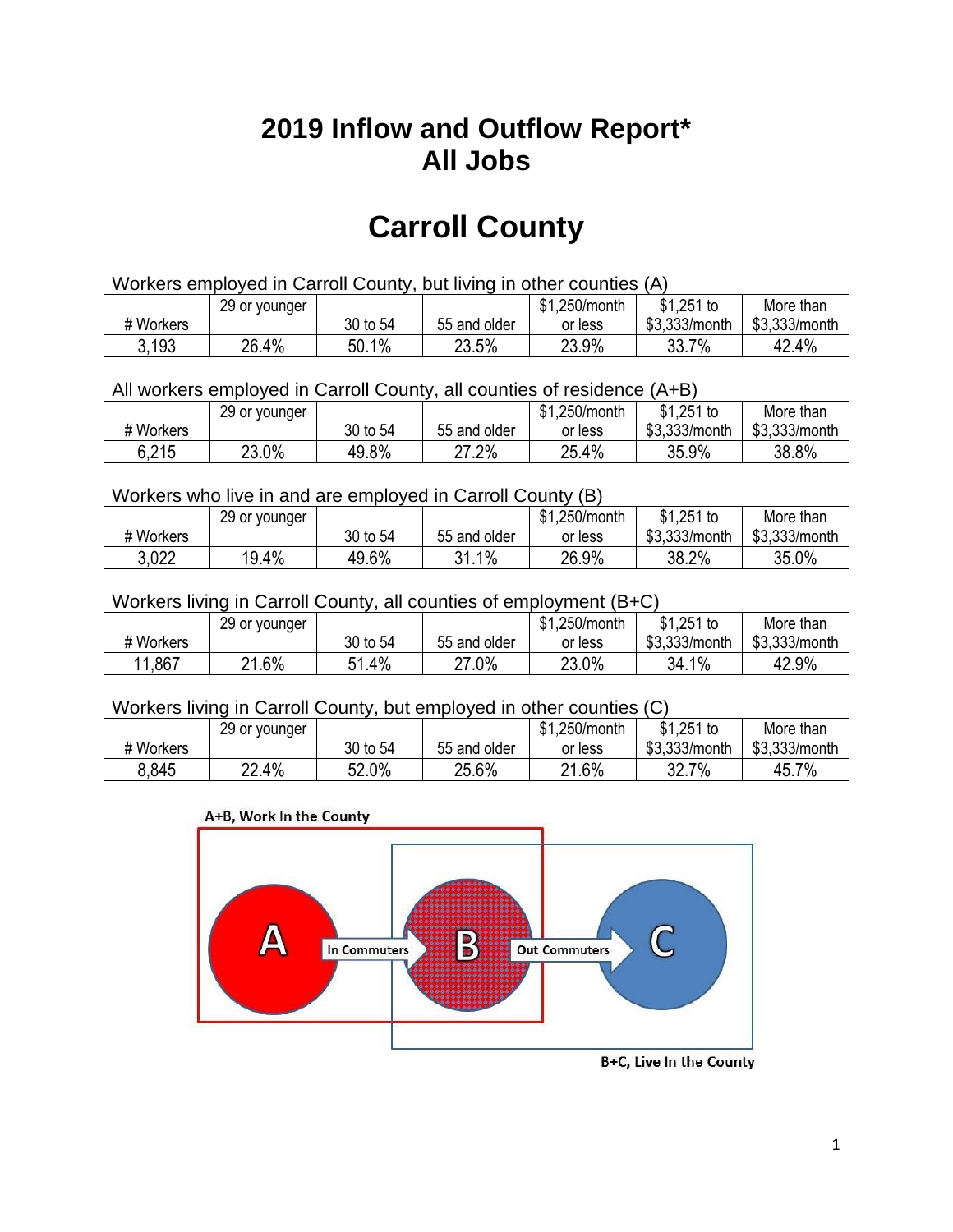# 2019 Inflow and Outflow Report*
# All Jobs

# Carroll County

Workers employed in Carroll County, but living in other counties (A)

| # Workers | 29 or younger | 30 to 54 | 55 and older | $1,250/month or less | $1,251 to $3,333/month | More than $3,333/month |
|---|---|---|---|---|---|---|
| 3,193 | 26.4% | 50.1% | 23.5% | 23.9% | 33.7% | 42.4% |

All workers employed in Carroll County, all counties of residence (A+B)

| # Workers | 29 or younger | 30 to 54 | 55 and older | $1,250/month or less | $1,251 to $3,333/month | More than $3,333/month |
|---|---|---|---|---|---|---|
| 6,215 | 23.0% | 49.8% | 27.2% | 25.4% | 35.9% | 38.8% |

Workers who live in and are employed in Carroll County (B)

| # Workers | 29 or younger | 30 to 54 | 55 and older | $1,250/month or less | $1,251 to $3,333/month | More than $3,333/month |
|---|---|---|---|---|---|---|
| 3,022 | 19.4% | 49.6% | 31.1% | 26.9% | 38.2% | 35.0% |

Workers living in Carroll County, all counties of employment (B+C)

| # Workers | 29 or younger | 30 to 54 | 55 and older | $1,250/month or less | $1,251 to $3,333/month | More than $3,333/month |
|---|---|---|---|---|---|---|
| 11,867 | 21.6% | 51.4% | 27.0% | 23.0% | 34.1% | 42.9% |

Workers living in Carroll County, but employed in other counties (C)

| # Workers | 29 or younger | 30 to 54 | 55 and older | $1,250/month or less | $1,251 to $3,333/month | More than $3,333/month |
|---|---|---|---|---|---|---|
| 8,845 | 22.4% | 52.0% | 25.6% | 21.6% | 32.7% | 45.7% |

A+B, Work In the County

A — In Commuters → B — Out Commuters → C

B+C, Live In the County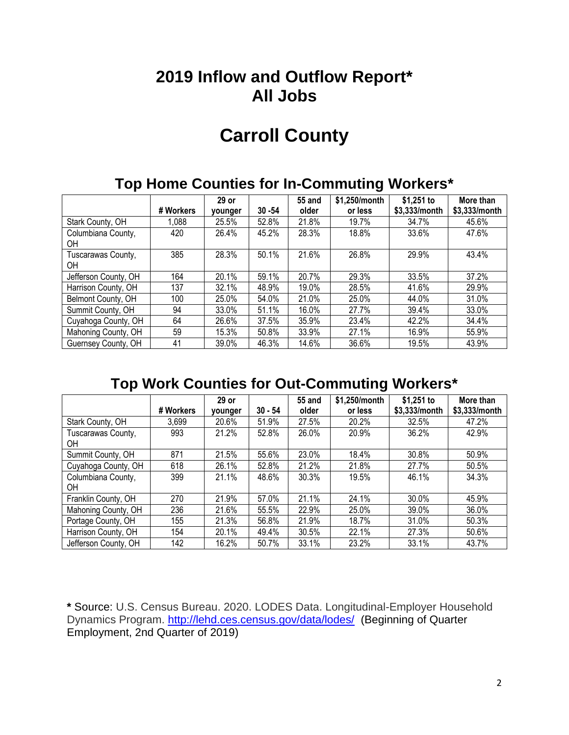# 2019 Inflow and Outflow Report*
# All Jobs

# Carroll County

## Top Home Counties for In-Commuting Workers*

| | # Workers | 29 or younger | 30 -54 | 55 and older | $1,250/month or less | $1,251 to $3,333/month | More than $3,333/month |
|---|---|---|---|---|---|---|---|
| Stark County, OH | 1,088 | 25.5% | 52.8% | 21.8% | 19.7% | 34.7% | 45.6% |
| Columbiana County, OH | 420 | 26.4% | 45.2% | 28.3% | 18.8% | 33.6% | 47.6% |
| Tuscarawas County, OH | 385 | 28.3% | 50.1% | 21.6% | 26.8% | 29.9% | 43.4% |
| Jefferson County, OH | 164 | 20.1% | 59.1% | 20.7% | 29.3% | 33.5% | 37.2% |
| Harrison County, OH | 137 | 32.1% | 48.9% | 19.0% | 28.5% | 41.6% | 29.9% |
| Belmont County, OH | 100 | 25.0% | 54.0% | 21.0% | 25.0% | 44.0% | 31.0% |
| Summit County, OH | 94 | 33.0% | 51.1% | 16.0% | 27.7% | 39.4% | 33.0% |
| Cuyahoga County, OH | 64 | 26.6% | 37.5% | 35.9% | 23.4% | 42.2% | 34.4% |
| Mahoning County, OH | 59 | 15.3% | 50.8% | 33.9% | 27.1% | 16.9% | 55.9% |
| Guernsey County, OH | 41 | 39.0% | 46.3% | 14.6% | 36.6% | 19.5% | 43.9% |

## Top Work Counties for Out-Commuting Workers*

| | # Workers | 29 or younger | 30 - 54 | 55 and older | $1,250/month or less | $1,251 to $3,333/month | More than $3,333/month |
|---|---|---|---|---|---|---|---|
| Stark County, OH | 3,699 | 20.6% | 51.9% | 27.5% | 20.2% | 32.5% | 47.2% |
| Tuscarawas County, OH | 993 | 21.2% | 52.8% | 26.0% | 20.9% | 36.2% | 42.9% |
| Summit County, OH | 871 | 21.5% | 55.6% | 23.0% | 18.4% | 30.8% | 50.9% |
| Cuyahoga County, OH | 618 | 26.1% | 52.8% | 21.2% | 21.8% | 27.7% | 50.5% |
| Columbiana County, OH | 399 | 21.1% | 48.6% | 30.3% | 19.5% | 46.1% | 34.3% |
| Franklin County, OH | 270 | 21.9% | 57.0% | 21.1% | 24.1% | 30.0% | 45.9% |
| Mahoning County, OH | 236 | 21.6% | 55.5% | 22.9% | 25.0% | 39.0% | 36.0% |
| Portage County, OH | 155 | 21.3% | 56.8% | 21.9% | 18.7% | 31.0% | 50.3% |
| Harrison County, OH | 154 | 20.1% | 49.4% | 30.5% | 22.1% | 27.3% | 50.6% |
| Jefferson County, OH | 142 | 16.2% | 50.7% | 33.1% | 23.2% | 33.1% | 43.7% |

**\*** Source: U.S. Census Bureau. 2020. LODES Data. Longitudinal-Employer Household Dynamics Program. http://lehd.ces.census.gov/data/lodes/ (Beginning of Quarter Employment, 2nd Quarter of 2019)